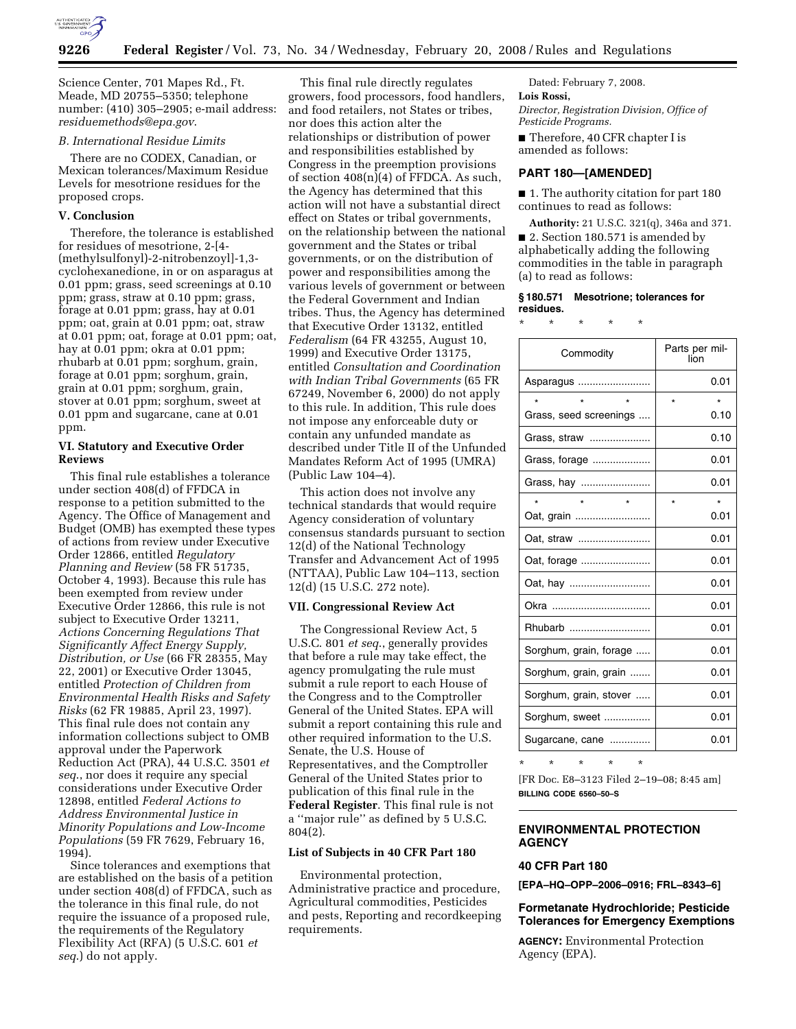Science Center, 701 Mapes Rd., Ft. Meade, MD 20755–5350; telephone number: (410) 305–2905; e-mail address: *residuemethods@epa.gov*.

*B. International Residue Limits*

There are no CODEX, Canadian, or Mexican tolerances/Maximum Residue Levels for mesotrione residues for the proposed crops.

**V. Conclusion**

Therefore, the tolerance is established for residues of mesotrione, 2-[4-(methylsulfonyl)-2-nitrobenzoyl]-1,3-cyclohexanedione, in or on asparagus at 0.01 ppm; grass, seed screenings at 0.10 ppm; grass, straw at 0.10 ppm; grass, forage at 0.01 ppm; grass, hay at 0.01 ppm; oat, grain at 0.01 ppm; oat, straw at 0.01 ppm; oat, forage at 0.01 ppm; oat, hay at 0.01 ppm; okra at 0.01 ppm; rhubarb at 0.01 ppm; sorghum, grain, forage at 0.01 ppm; sorghum, grain, grain at 0.01 ppm; sorghum, grain, stover at 0.01 ppm; sorghum, sweet at 0.01 ppm and sugarcane, cane at 0.01 ppm.

**VI. Statutory and Executive Order Reviews**

This final rule establishes a tolerance under section 408(d) of FFDCA in response to a petition submitted to the Agency. The Office of Management and Budget (OMB) has exempted these types of actions from review under Executive Order 12866, entitled *Regulatory Planning and Review* (58 FR 51735, October 4, 1993). Because this rule has been exempted from review under Executive Order 12866, this rule is not subject to Executive Order 13211, *Actions Concerning Regulations That Significantly Affect Energy Supply, Distribution, or Use* (66 FR 28355, May 22, 2001) or Executive Order 13045, entitled *Protection of Children from Environmental Health Risks and Safety Risks* (62 FR 19885, April 23, 1997). This final rule does not contain any information collections subject to OMB approval under the Paperwork Reduction Act (PRA), 44 U.S.C. 3501 *et seq.*, nor does it require any special considerations under Executive Order 12898, entitled *Federal Actions to Address Environmental Justice in Minority Populations and Low-Income Populations* (59 FR 7629, February 16, 1994).

Since tolerances and exemptions that are established on the basis of a petition under section 408(d) of FFDCA, such as the tolerance in this final rule, do not require the issuance of a proposed rule, the requirements of the Regulatory Flexibility Act (RFA) (5 U.S.C. 601 *et seq.*) do not apply.

This final rule directly regulates growers, food processors, food handlers, and food retailers, not States or tribes, nor does this action alter the relationships or distribution of power and responsibilities established by Congress in the preemption provisions of section 408(n)(4) of FFDCA. As such, the Agency has determined that this action will not have a substantial direct effect on States or tribal governments, on the relationship between the national government and the States or tribal governments, or on the distribution of power and responsibilities among the various levels of government or between the Federal Government and Indian tribes. Thus, the Agency has determined that Executive Order 13132, entitled *Federalism* (64 FR 43255, August 10, 1999) and Executive Order 13175, entitled *Consultation and Coordination with Indian Tribal Governments* (65 FR 67249, November 6, 2000) do not apply to this rule. In addition, This rule does not impose any enforceable duty or contain any unfunded mandate as described under Title II of the Unfunded Mandates Reform Act of 1995 (UMRA) (Public Law 104–4).

This action does not involve any technical standards that would require Agency consideration of voluntary consensus standards pursuant to section 12(d) of the National Technology Transfer and Advancement Act of 1995 (NTTAA), Public Law 104–113, section 12(d) (15 U.S.C. 272 note).

**VII. Congressional Review Act**

The Congressional Review Act, 5 U.S.C. 801 *et seq.*, generally provides that before a rule may take effect, the agency promulgating the rule must submit a rule report to each House of the Congress and to the Comptroller General of the United States. EPA will submit a report containing this rule and other required information to the U.S. Senate, the U.S. House of Representatives, and the Comptroller General of the United States prior to publication of this final rule in the **Federal Register**. This final rule is not a ''major rule'' as defined by 5 U.S.C. 804(2).

**List of Subjects in 40 CFR Part 180**

Environmental protection, Administrative practice and procedure, Agricultural commodities, Pesticides and pests, Reporting and recordkeeping requirements.

Dated: February 7, 2008.

**Lois Rossi,**

*Director, Registration Division, Office of Pesticide Programs.*

■ Therefore, 40 CFR chapter I is amended as follows:

## PART 180—[AMENDED]

■ 1. The authority citation for part 180 continues to read as follows:

**Authority:** 21 U.S.C. 321(q), 346a and 371.

■ 2. Section 180.571 is amended by alphabetically adding the following commodities in the table in paragraph (a) to read as follows:

**§ 180.571 Mesotrione; tolerances for residues.**

\* \* \* \* \*

| Commodity | Parts per million |
|---|---|
| Asparagus | 0.01 |
| * * * | * * |
| Grass, seed screenings | 0.10 |
| Grass, straw | 0.10 |
| Grass, forage | 0.01 |
| Grass, hay | 0.01 |
| * * * | * * |
| Oat, grain | 0.01 |
| Oat, straw | 0.01 |
| Oat, forage | 0.01 |
| Oat, hay | 0.01 |
| Okra | 0.01 |
| Rhubarb | 0.01 |
| Sorghum, grain, forage | 0.01 |
| Sorghum, grain, grain | 0.01 |
| Sorghum, grain, stover | 0.01 |
| Sorghum, sweet | 0.01 |
| Sugarcane, cane | 0.01 |

\* \* \* \* \*

[FR Doc. E8–3123 Filed 2–19–08; 8:45 am]

**BILLING CODE 6560–50–S**

## ENVIRONMENTAL PROTECTION AGENCY

### 40 CFR Part 180

**[EPA–HQ–OPP–2006–0916; FRL–8343–6]**

### Formetanate Hydrochloride; Pesticide Tolerances for Emergency Exemptions

**AGENCY:** Environmental Protection Agency (EPA).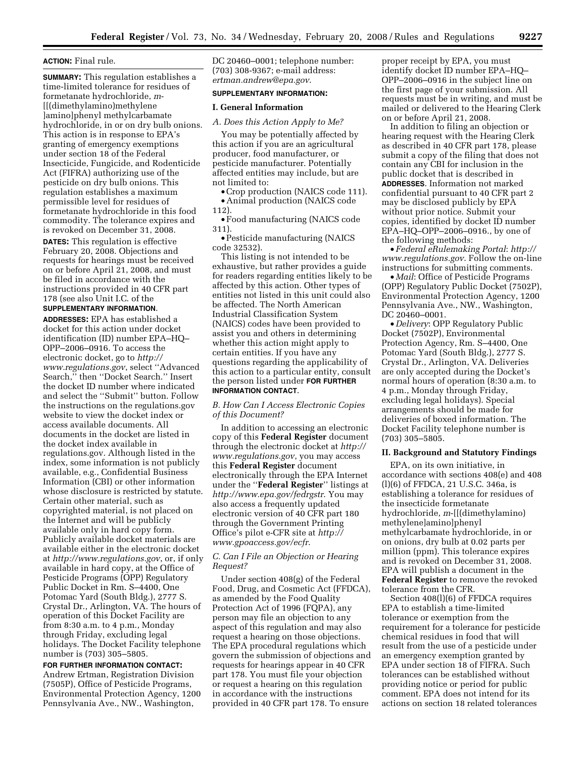**ACTION:** Final rule.

**SUMMARY:** This regulation establishes a time-limited tolerance for residues of formetanate hydrochloride, *m*-[[(dimethylamino)methylene ]amino]phenyl methylcarbamate hydrochloride, in or on dry bulb onions. This action is in response to EPA's granting of emergency exemptions under section 18 of the Federal Insecticide, Fungicide, and Rodenticide Act (FIFRA) authorizing use of the pesticide on dry bulb onions. This regulation establishes a maximum permissible level for residues of formetanate hydrochloride in this food commodity. The tolerance expires and is revoked on December 31, 2008.

**DATES:** This regulation is effective February 20, 2008. Objections and requests for hearings must be received on or before April 21, 2008, and must be filed in accordance with the instructions provided in 40 CFR part 178 (see also Unit I.C. of the **SUPPLEMENTARY INFORMATION**.

**ADDRESSES:** EPA has established a docket for this action under docket identification (ID) number EPA–HQ–OPP–2006–0916. To access the electronic docket, go to *http://www.regulations.gov*, select ''Advanced Search,'' then ''Docket Search.'' Insert the docket ID number where indicated and select the ''Submit'' button. Follow the instructions on the regulations.gov website to view the docket index or access available documents. All documents in the docket are listed in the docket index available in regulations.gov. Although listed in the index, some information is not publicly available, e.g., Confidential Business Information (CBI) or other information whose disclosure is restricted by statute. Certain other material, such as copyrighted material, is not placed on the Internet and will be publicly available only in hard copy form. Publicly available docket materials are available either in the electronic docket at *http://www.regulations.gov*, or, if only available in hard copy, at the Office of Pesticide Programs (OPP) Regulatory Public Docket in Rm. S–4400, One Potomac Yard (South Bldg.), 2777 S. Crystal Dr., Arlington, VA. The hours of operation of this Docket Facility are from 8:30 a.m. to 4 p.m., Monday through Friday, excluding legal holidays. The Docket Facility telephone number is (703) 305–5805.

**FOR FURTHER INFORMATION CONTACT:** Andrew Ertman, Registration Division (7505P), Office of Pesticide Programs, Environmental Protection Agency, 1200 Pennsylvania Ave., NW., Washington, DC 20460–0001; telephone number: (703) 308-9367; e-mail address: *ertman.andrew@epa.gov*.

**SUPPLEMENTARY INFORMATION:**

## I. General Information

### *A. Does this Action Apply to Me?*

You may be potentially affected by this action if you are an agricultural producer, food manufacturer, or pesticide manufacturer. Potentially affected entities may include, but are not limited to:

- Crop production (NAICS code 111).
- Animal production (NAICS code 112).
- Food manufacturing (NAICS code 311).
- Pesticide manufacturing (NAICS code 32532).

This listing is not intended to be exhaustive, but rather provides a guide for readers regarding entities likely to be affected by this action. Other types of entities not listed in this unit could also be affected. The North American Industrial Classification System (NAICS) codes have been provided to assist you and others in determining whether this action might apply to certain entities. If you have any questions regarding the applicability of this action to a particular entity, consult the person listed under **FOR FURTHER INFORMATION CONTACT**.

### *B. How Can I Access Electronic Copies of this Document?*

In addition to accessing an electronic copy of this **Federal Register** document through the electronic docket at *http://www.regulations.gov*, you may access this **Federal Register** document electronically through the EPA Internet under the ''**Federal Register**'' listings at *http://www.epa.gov/fedrgstr*. You may also access a frequently updated electronic version of 40 CFR part 180 through the Government Printing Office's pilot e-CFR site at *http://www.gpoaccess.gov/ecfr*.

### *C. Can I File an Objection or Hearing Request?*

Under section 408(g) of the Federal Food, Drug, and Cosmetic Act (FFDCA), as amended by the Food Quality Protection Act of 1996 (FQPA), any person may file an objection to any aspect of this regulation and may also request a hearing on those objections. The EPA procedural regulations which govern the submission of objections and requests for hearings appear in 40 CFR part 178. You must file your objection or request a hearing on this regulation in accordance with the instructions provided in 40 CFR part 178. To ensure proper receipt by EPA, you must identify docket ID number EPA–HQ–OPP–2006–0916 in the subject line on the first page of your submission. All requests must be in writing, and must be mailed or delivered to the Hearing Clerk on or before April 21, 2008.

In addition to filing an objection or hearing request with the Hearing Clerk as described in 40 CFR part 178, please submit a copy of the filing that does not contain any CBI for inclusion in the public docket that is described in **ADDRESSES**. Information not marked confidential pursuant to 40 CFR part 2 may be disclosed publicly by EPA without prior notice. Submit your copies, identified by docket ID number EPA–HQ–OPP–2006–0916., by one of the following methods:

- *Federal eRulemaking Portal*: *http://www.regulations.gov*. Follow the on-line instructions for submitting comments.
- *Mail*: Office of Pesticide Programs (OPP) Regulatory Public Docket (7502P), Environmental Protection Agency, 1200 Pennsylvania Ave., NW., Washington, DC 20460–0001.
- *Delivery*: OPP Regulatory Public Docket (7502P), Environmental Protection Agency, Rm. S–4400, One Potomac Yard (South Bldg.), 2777 S. Crystal Dr., Arlington, VA. Deliveries are only accepted during the Docket's normal hours of operation (8:30 a.m. to 4 p.m., Monday through Friday, excluding legal holidays). Special arrangements should be made for deliveries of boxed information. The Docket Facility telephone number is (703) 305–5805.

## II. Background and Statutory Findings

EPA, on its own initiative, in accordance with sections 408(e) and 408 (l)(6) of FFDCA, 21 U.S.C. 346a, is establishing a tolerance for residues of the insecticide formetanate hydrochloride, *m*-[[(dimethylamino) methylene]amino]phenyl methylcarbamate hydrochloride, in or on onions, dry bulb at 0.02 parts per million (ppm). This tolerance expires and is revoked on December 31, 2008. EPA will publish a document in the **Federal Register** to remove the revoked tolerance from the CFR.

Section 408(l)(6) of FFDCA requires EPA to establish a time-limited tolerance or exemption from the requirement for a tolerance for pesticide chemical residues in food that will result from the use of a pesticide under an emergency exemption granted by EPA under section 18 of FIFRA. Such tolerances can be established without providing notice or period for public comment. EPA does not intend for its actions on section 18 related tolerances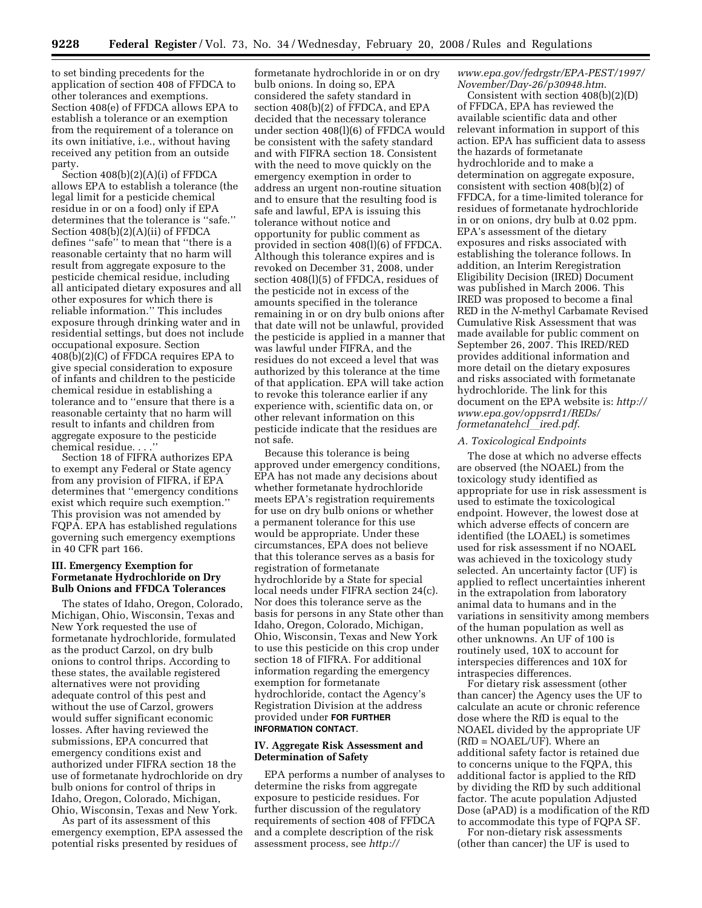to set binding precedents for the application of section 408 of FFDCA to other tolerances and exemptions. Section 408(e) of FFDCA allows EPA to establish a tolerance or an exemption from the requirement of a tolerance on its own initiative, i.e., without having received any petition from an outside party.

Section 408(b)(2)(A)(i) of FFDCA allows EPA to establish a tolerance (the legal limit for a pesticide chemical residue in or on a food) only if EPA determines that the tolerance is ''safe.'' Section 408(b)(2)(A)(ii) of FFDCA defines ''safe'' to mean that ''there is a reasonable certainty that no harm will result from aggregate exposure to the pesticide chemical residue, including all anticipated dietary exposures and all other exposures for which there is reliable information.'' This includes exposure through drinking water and in residential settings, but does not include occupational exposure. Section 408(b)(2)(C) of FFDCA requires EPA to give special consideration to exposure of infants and children to the pesticide chemical residue in establishing a tolerance and to ''ensure that there is a reasonable certainty that no harm will result to infants and children from aggregate exposure to the pesticide chemical residue. . . .''

Section 18 of FIFRA authorizes EPA to exempt any Federal or State agency from any provision of FIFRA, if EPA determines that ''emergency conditions exist which require such exemption.'' This provision was not amended by FQPA. EPA has established regulations governing such emergency exemptions in 40 CFR part 166.

## III. Emergency Exemption for Formetanate Hydrochloride on Dry Bulb Onions and FFDCA Tolerances

The states of Idaho, Oregon, Colorado, Michigan, Ohio, Wisconsin, Texas and New York requested the use of formetanate hydrochloride, formulated as the product Carzol, on dry bulb onions to control thrips. According to these states, the available registered alternatives were not providing adequate control of this pest and without the use of Carzol, growers would suffer significant economic losses. After having reviewed the submissions, EPA concurred that emergency conditions exist and authorized under FIFRA section 18 the use of formetanate hydrochloride on dry bulb onions for control of thrips in Idaho, Oregon, Colorado, Michigan, Ohio, Wisconsin, Texas and New York.

As part of its assessment of this emergency exemption, EPA assessed the potential risks presented by residues of formetanate hydrochloride in or on dry bulb onions. In doing so, EPA considered the safety standard in section 408(b)(2) of FFDCA, and EPA decided that the necessary tolerance under section 408(l)(6) of FFDCA would be consistent with the safety standard and with FIFRA section 18. Consistent with the need to move quickly on the emergency exemption in order to address an urgent non-routine situation and to ensure that the resulting food is safe and lawful, EPA is issuing this tolerance without notice and opportunity for public comment as provided in section 408(l)(6) of FFDCA. Although this tolerance expires and is revoked on December 31, 2008, under section 408(l)(5) of FFDCA, residues of the pesticide not in excess of the amounts specified in the tolerance remaining in or on dry bulb onions after that date will not be unlawful, provided the pesticide is applied in a manner that was lawful under FIFRA, and the residues do not exceed a level that was authorized by this tolerance at the time of that application. EPA will take action to revoke this tolerance earlier if any experience with, scientific data on, or other relevant information on this pesticide indicate that the residues are not safe.

Because this tolerance is being approved under emergency conditions, EPA has not made any decisions about whether formetanate hydrochloride meets EPA's registration requirements for use on dry bulb onions or whether a permanent tolerance for this use would be appropriate. Under these circumstances, EPA does not believe that this tolerance serves as a basis for registration of formetanate hydrochloride by a State for special local needs under FIFRA section 24(c). Nor does this tolerance serve as the basis for persons in any State other than Idaho, Oregon, Colorado, Michigan, Ohio, Wisconsin, Texas and New York to use this pesticide on this crop under section 18 of FIFRA. For additional information regarding the emergency exemption for formetanate hydrochloride, contact the Agency's Registration Division at the address provided under **FOR FURTHER INFORMATION CONTACT**.

## IV. Aggregate Risk Assessment and Determination of Safety

EPA performs a number of analyses to determine the risks from aggregate exposure to pesticide residues. For further discussion of the regulatory requirements of section 408 of FFDCA and a complete description of the risk assessment process, see *http://www.epa.gov/fedrgstr/EPA-PEST/1997/November/Day-26/p30948.htm*.

Consistent with section 408(b)(2)(D) of FFDCA, EPA has reviewed the available scientific data and other relevant information in support of this action. EPA has sufficient data to assess the hazards of formetanate hydrochloride and to make a determination on aggregate exposure, consistent with section 408(b)(2) of FFDCA, for a time-limited tolerance for residues of formetanate hydrochloride in or on onions, dry bulb at 0.02 ppm. EPA's assessment of the dietary exposures and risks associated with establishing the tolerance follows. In addition, an Interim Reregistration Eligibility Decision (IRED) Document was published in March 2006. This IRED was proposed to become a final RED in the *N*-methyl Carbamate Revised Cumulative Risk Assessment that was made available for public comment on September 26, 2007. This IRED/RED provides additional information and more detail on the dietary exposures and risks associated with formetanate hydrochloride. The link for this document on the EPA website is: *http://www.epa.gov/oppsrrd1/REDs/formetanatehcl_ired.pdf*.

### *A. Toxicological Endpoints*

The dose at which no adverse effects are observed (the NOAEL) from the toxicology study identified as appropriate for use in risk assessment is used to estimate the toxicological endpoint. However, the lowest dose at which adverse effects of concern are identified (the LOAEL) is sometimes used for risk assessment if no NOAEL was achieved in the toxicology study selected. An uncertainty factor (UF) is applied to reflect uncertainties inherent in the extrapolation from laboratory animal data to humans and in the variations in sensitivity among members of the human population as well as other unknowns. An UF of 100 is routinely used, 10X to account for interspecies differences and 10X for intraspecies differences.

For dietary risk assessment (other than cancer) the Agency uses the UF to calculate an acute or chronic reference dose where the RfD is equal to the NOAEL divided by the appropriate UF (RfD = NOAEL/UF). Where an additional safety factor is retained due to concerns unique to the FQPA, this additional factor is applied to the RfD by dividing the RfD by such additional factor. The acute population Adjusted Dose (aPAD) is a modification of the RfD to accommodate this type of FQPA SF.

For non-dietary risk assessments (other than cancer) the UF is used to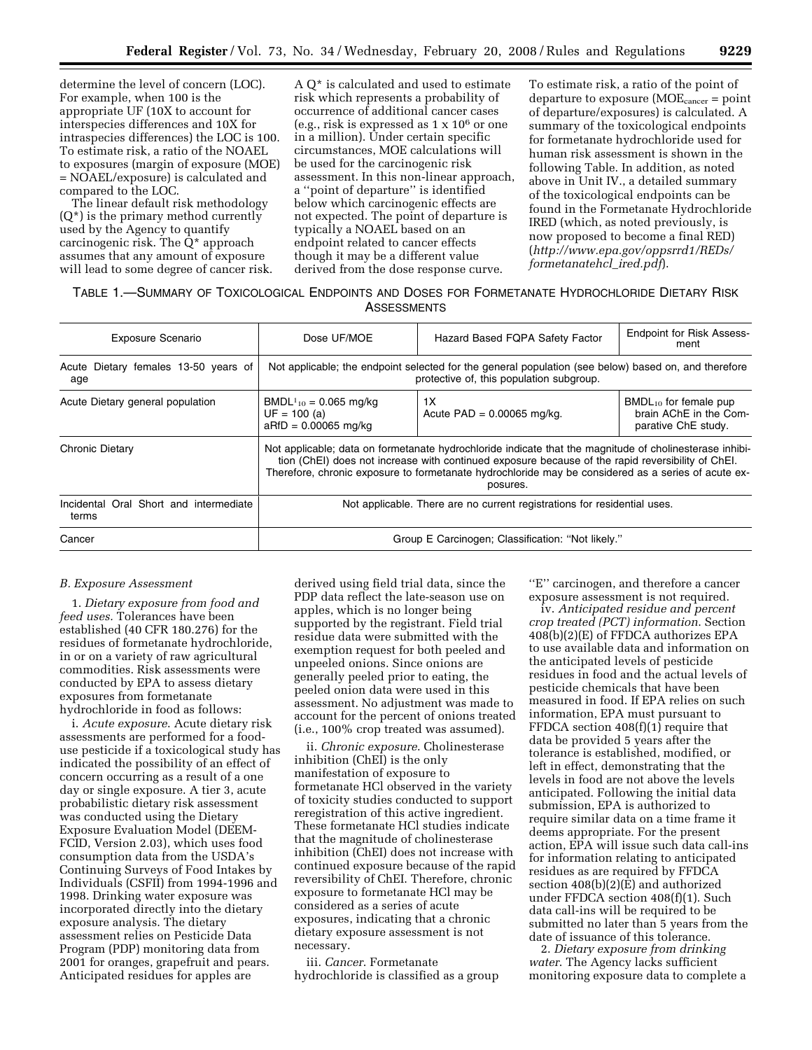determine the level of concern (LOC). For example, when 100 is the appropriate UF (10X to account for interspecies differences and 10X for intraspecies differences) the LOC is 100. To estimate risk, a ratio of the NOAEL to exposures (margin of exposure (MOE) = NOAEL/exposure) is calculated and compared to the LOC.

The linear default risk methodology (Q*) is the primary method currently used by the Agency to quantify carcinogenic risk. The Q* approach assumes that any amount of exposure will lead to some degree of cancer risk. A Q* is calculated and used to estimate risk which represents a probability of occurrence of additional cancer cases (e.g., risk is expressed as $1 \times 10^{6}$ or one in a million). Under certain specific circumstances, MOE calculations will be used for the carcinogenic risk assessment. In this non-linear approach, a ''point of departure'' is identified below which carcinogenic effects are not expected. The point of departure is typically a NOAEL based on an endpoint related to cancer effects though it may be a different value derived from the dose response curve. To estimate risk, a ratio of the point of departure to exposure ($MOE_{cancer}$ = point of departure/exposures) is calculated. A summary of the toxicological endpoints for formetanate hydrochloride used for human risk assessment is shown in the following Table. In addition, as noted above in Unit IV., a detailed summary of the toxicological endpoints can be found in the Formetanate Hydrochloride IRED (which, as noted previously, is now proposed to become a final RED) (*http://www.epa.gov/oppsrrd1/REDs/formetanatehcl_ired.pdf*).

TABLE 1.—SUMMARY OF TOXICOLOGICAL ENDPOINTS AND DOSES FOR FORMETANATE HYDROCHLORIDE DIETARY RISK ASSESSMENTS

| Exposure Scenario | Dose UF/MOE | Hazard Based FQPA Safety Factor | Endpoint for Risk Assessment |
|---|---|---|---|
| Acute Dietary females 13-50 years of age | Not applicable; the endpoint selected for the general population (see below) based on, and therefore protective of, this population subgroup. | | |
| Acute Dietary general population | $BMDL^{1}_{10}$ = 0.065 mg/kg<br>UF = 100 (a)<br>aRfD = 0.00065 mg/kg | 1X<br>Acute PAD = 0.00065 mg/kg. | $BMDL_{10}$ for female pup brain AChE in the Comparative ChE study. |
| Chronic Dietary | Not applicable; data on formetanate hydrochloride indicate that the magnitude of cholinesterase inhibition (ChEI) does not increase with continued exposure because of the rapid reversibility of ChEI. Therefore, chronic exposure to formetanate hydrochloride may be considered as a series of acute exposures. | | |
| Incidental Oral Short and intermediate terms | Not applicable. There are no current registrations for residential uses. | | |
| Cancer | Group E Carcinogen; Classification: ''Not likely.'' | | |

*B. Exposure Assessment*

1. *Dietary exposure from food and feed uses.* Tolerances have been established (40 CFR 180.276) for the residues of formetanate hydrochloride, in or on a variety of raw agricultural commodities. Risk assessments were conducted by EPA to assess dietary exposures from formetanate hydrochloride in food as follows:

i. *Acute exposure.* Acute dietary risk assessments are performed for a food-use pesticide if a toxicological study has indicated the possibility of an effect of concern occurring as a result of a one day or single exposure. A tier 3, acute probabilistic dietary risk assessment was conducted using the Dietary Exposure Evaluation Model (DEEM-FCID, Version 2.03), which uses food consumption data from the USDA's Continuing Surveys of Food Intakes by Individuals (CSFII) from 1994-1996 and 1998. Drinking water exposure was incorporated directly into the dietary exposure analysis. The dietary assessment relies on Pesticide Data Program (PDP) monitoring data from 2001 for oranges, grapefruit and pears. Anticipated residues for apples are derived using field trial data, since the PDP data reflect the late-season use on apples, which is no longer being supported by the registrant. Field trial residue data were submitted with the exemption request for both peeled and unpeeled onions. Since onions are generally peeled prior to eating, the peeled onion data were used in this assessment. No adjustment was made to account for the percent of onions treated (i.e., 100% crop treated was assumed).

ii. *Chronic exposure.* Cholinesterase inhibition (ChEI) is the only manifestation of exposure to formetanate HCl observed in the variety of toxicity studies conducted to support reregistration of this active ingredient. These formetanate HCl studies indicate that the magnitude of cholinesterase inhibition (ChEI) does not increase with continued exposure because of the rapid reversibility of ChEI. Therefore, chronic exposure to formetanate HCl may be considered as a series of acute exposures, indicating that a chronic dietary exposure assessment is not necessary.

iii. *Cancer.* Formetanate hydrochloride is classified as a group ''E'' carcinogen, and therefore a cancer exposure assessment is not required.

iv. *Anticipated residue and percent crop treated (PCT) information.* Section 408(b)(2)(E) of FFDCA authorizes EPA to use available data and information on the anticipated levels of pesticide residues in food and the actual levels of pesticide chemicals that have been measured in food. If EPA relies on such information, EPA must pursuant to FFDCA section 408(f)(1) require that data be provided 5 years after the tolerance is established, modified, or left in effect, demonstrating that the levels in food are not above the levels anticipated. Following the initial data submission, EPA is authorized to require similar data on a time frame it deems appropriate. For the present action, EPA will issue such data call-ins for information relating to anticipated residues as are required by FFDCA section 408(b)(2)(E) and authorized under FFDCA section 408(f)(1). Such data call-ins will be required to be submitted no later than 5 years from the date of issuance of this tolerance.

2. *Dietary exposure from drinking water.* The Agency lacks sufficient monitoring exposure data to complete a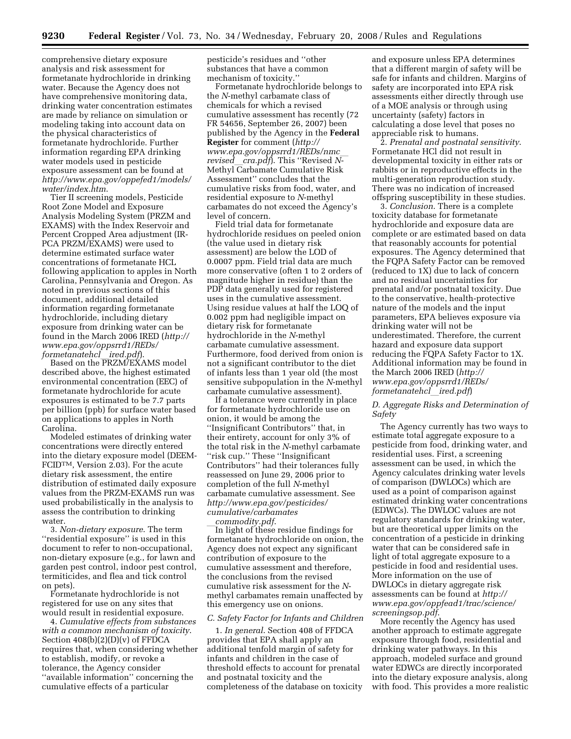comprehensive dietary exposure analysis and risk assessment for formetanate hydrochloride in drinking water. Because the Agency does not have comprehensive monitoring data, drinking water concentration estimates are made by reliance on simulation or modeling taking into account data on the physical characteristics of formetanate hydrochloride. Further information regarding EPA drinking water models used in pesticide exposure assessment can be found at *http://www.epa.gov/oppefed1/models/water/index.htm*.

Tier II screening models, Pesticide Root Zone Model and Exposure Analysis Modeling System (PRZM and EXAMS) with the Index Reservoir and Percent Cropped Area adjustment (IR-PCA PRZM/EXAMS) were used to determine estimated surface water concentrations of formetanate HCL following application to apples in North Carolina, Pennsylvania and Oregon. As noted in previous sections of this document, additional detailed information regarding formetanate hydrochloride, including dietary exposure from drinking water can be found in the March 2006 IRED (*http://www.epa.gov/oppsrrd1/REDs/formetanatehcl__ired.pdf*).

Based on the PRZM/EXAMS model described above, the highest estimated environmental concentration (EEC) of formetanate hydrochloride for acute exposures is estimated to be 7.7 parts per billion (ppb) for surface water based on applications to apples in North Carolina.

Modeled estimates of drinking water concentrations were directly entered into the dietary exposure model (DEEM-FCID™, Version 2.03). For the acute dietary risk assessment, the entire distribution of estimated daily exposure values from the PRZM-EXAMS run was used probabilistically in the analysis to assess the contribution to drinking water.

3. *Non-dietary exposure*. The term "residential exposure" is used in this document to refer to non-occupational, non-dietary exposure (e.g., for lawn and garden pest control, indoor pest control, termiticides, and flea and tick control on pets).

Formetanate hydrochloride is not registered for use on any sites that would result in residential exposure.

4. *Cumulative effects from substances with a common mechanism of toxicity*. Section 408(b)(2)(D)(v) of FFDCA requires that, when considering whether to establish, modify, or revoke a tolerance, the Agency consider "available information" concerning the cumulative effects of a particular pesticide's residues and "other substances that have a common mechanism of toxicity."

Formetanate hydrochloride belongs to the *N*-methyl carbamate class of chemicals for which a revised cumulative assessment has recently (72 FR 54656, September 26, 2007) been published by the Agency in the **Federal Register** for comment (*http://www.epa.gov/oppsrrd1/REDs/nmc__revised__cra.pdf*). This "Revised *N*-Methyl Carbamate Cumulative Risk Assessment" concludes that the cumulative risks from food, water, and residential exposure to *N*-methyl carbamates do not exceed the Agency's level of concern.

Field trial data for formetanate hydrochloride residues on peeled onion (the value used in dietary risk assessment) are below the LOD of 0.0007 ppm. Field trial data are much more conservative (often 1 to 2 orders of magnitude higher in residue) than the PDP data generally used for registered uses in the cumulative assessment. Using residue values at half the LOQ of 0.002 ppm had negligible impact on dietary risk for formetanate hydrochloride in the *N*-methyl carbamate cumulative assessment. Furthermore, food derived from onion is not a significant contributor to the diet of infants less than 1 year old (the most sensitive subpopulation in the *N*-methyl carbamate cumulative assessment).

If a tolerance were currently in place for formetanate hydrochloride use on onion, it would be among the "Insignificant Contributors" that, in their entirety, account for only 3% of the total risk in the *N*-methyl carbamate "risk cup." These "Insignificant Contributors" had their tolerances fully reassessed on June 29, 2006 prior to completion of the full *N*-methyl carbamate cumulative assessment. See *http://www.epa.gov/pesticides/cumulative/carbamates__commodity.pdf*.

In light of these residue findings for formetanate hydrochloride on onion, the Agency does not expect any significant contribution of exposure to the cumulative assessment and therefore, the conclusions from the revised cumulative risk assessment for the *N*-methyl carbamates remain unaffected by this emergency use on onions.

### C. Safety Factor for Infants and Children

1. *In general*. Section 408 of FFDCA provides that EPA shall apply an additional tenfold margin of safety for infants and children in the case of threshold effects to account for prenatal and postnatal toxicity and the completeness of the database on toxicity and exposure unless EPA determines that a different margin of safety will be safe for infants and children. Margins of safety are incorporated into EPA risk assessments either directly through use of a MOE analysis or through using uncertainty (safety) factors in calculating a dose level that poses no appreciable risk to humans.

2. *Prenatal and postnatal sensitivity*. Formetanate HCl did not result in developmental toxicity in either rats or rabbits or in reproductive effects in the multi-generation reproduction study. There was no indication of increased offspring susceptibility in these studies.

3. *Conclusion*. There is a complete toxicity database for formetanate hydrochloride and exposure data are complete or are estimated based on data that reasonably accounts for potential exposures. The Agency determined that the FQPA Safety Factor can be removed (reduced to 1X) due to lack of concern and no residual uncertainties for prenatal and/or postnatal toxicity. Due to the conservative, health-protective nature of the models and the input parameters, EPA believes exposure via drinking water will not be underestimated. Therefore, the current hazard and exposure data support reducing the FQPA Safety Factor to 1X. Additional information may be found in the March 2006 IRED (*http://www.epa.gov/oppsrrd1/REDs/formetanatehcl__ired.pdf*)

### D. Aggregate Risks and Determination of Safety

The Agency currently has two ways to estimate total aggregate exposure to a pesticide from food, drinking water, and residential uses. First, a screening assessment can be used, in which the Agency calculates drinking water levels of comparison (DWLOCs) which are used as a point of comparison against estimated drinking water concentrations (EDWCs). The DWLOC values are not regulatory standards for drinking water, but are theoretical upper limits on the concentration of a pesticide in drinking water that can be considered safe in light of total aggregate exposure to a pesticide in food and residential uses. More information on the use of DWLOCs in dietary aggregate risk assessments can be found at *http://www.epa.gov/oppfead1/trac/science/screeningsop.pdf*.

More recently the Agency has used another approach to estimate aggregate exposure through food, residential and drinking water pathways. In this approach, modeled surface and ground water EDWCs are directly incorporated into the dietary exposure analysis, along with food. This provides a more realistic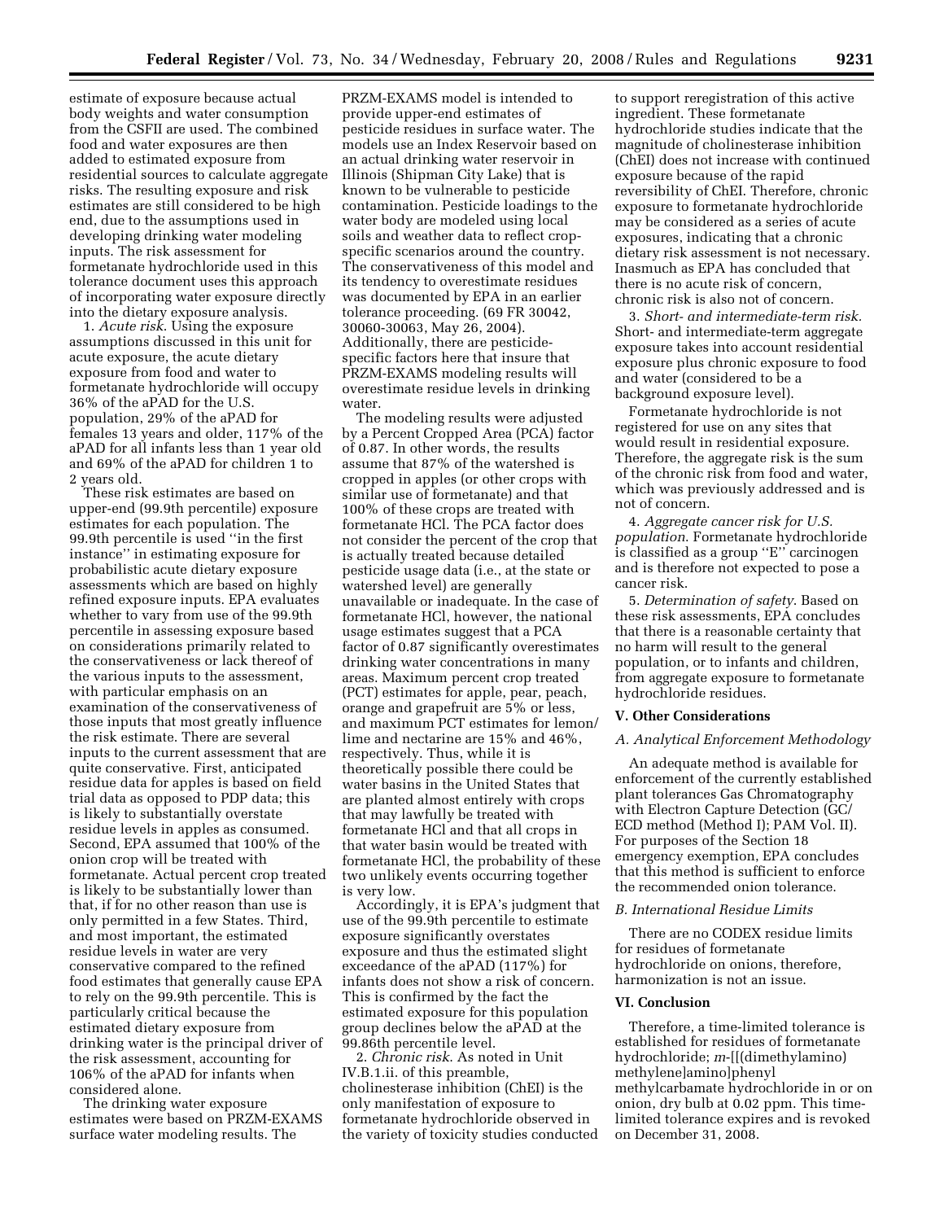estimate of exposure because actual body weights and water consumption from the CSFII are used. The combined food and water exposures are then added to estimated exposure from residential sources to calculate aggregate risks. The resulting exposure and risk estimates are still considered to be high end, due to the assumptions used in developing drinking water modeling inputs. The risk assessment for formetanate hydrochloride used in this tolerance document uses this approach of incorporating water exposure directly into the dietary exposure analysis.

1. *Acute risk*. Using the exposure assumptions discussed in this unit for acute exposure, the acute dietary exposure from food and water to formetanate hydrochloride will occupy 36% of the aPAD for the U.S. population, 29% of the aPAD for females 13 years and older, 117% of the aPAD for all infants less than 1 year old and 69% of the aPAD for children 1 to 2 years old.

These risk estimates are based on upper-end (99.9th percentile) exposure estimates for each population. The 99.9th percentile is used ''in the first instance'' in estimating exposure for probabilistic acute dietary exposure assessments which are based on highly refined exposure inputs. EPA evaluates whether to vary from use of the 99.9th percentile in assessing exposure based on considerations primarily related to the conservativeness or lack thereof of the various inputs to the assessment, with particular emphasis on an examination of the conservativeness of those inputs that most greatly influence the risk estimate. There are several inputs to the current assessment that are quite conservative. First, anticipated residue data for apples is based on field trial data as opposed to PDP data; this is likely to substantially overstate residue levels in apples as consumed. Second, EPA assumed that 100% of the onion crop will be treated with formetanate. Actual percent crop treated is likely to be substantially lower than that, if for no other reason than use is only permitted in a few States. Third, and most important, the estimated residue levels in water are very conservative compared to the refined food estimates that generally cause EPA to rely on the 99.9th percentile. This is particularly critical because the estimated dietary exposure from drinking water is the principal driver of the risk assessment, accounting for 106% of the aPAD for infants when considered alone.

The drinking water exposure estimates were based on PRZM-EXAMS surface water modeling results. The PRZM-EXAMS model is intended to provide upper-end estimates of pesticide residues in surface water. The models use an Index Reservoir based on an actual drinking water reservoir in Illinois (Shipman City Lake) that is known to be vulnerable to pesticide contamination. Pesticide loadings to the water body are modeled using local soils and weather data to reflect crop-specific scenarios around the country. The conservativeness of this model and its tendency to overestimate residues was documented by EPA in an earlier tolerance proceeding. (69 FR 30042, 30060-30063, May 26, 2004). Additionally, there are pesticide-specific factors here that insure that PRZM-EXAMS modeling results will overestimate residue levels in drinking water.

The modeling results were adjusted by a Percent Cropped Area (PCA) factor of 0.87. In other words, the results assume that 87% of the watershed is cropped in apples (or other crops with similar use of formetanate) and that 100% of these crops are treated with formetanate HCl. The PCA factor does not consider the percent of the crop that is actually treated because detailed pesticide usage data (i.e., at the state or watershed level) are generally unavailable or inadequate. In the case of formetanate HCl, however, the national usage estimates suggest that a PCA factor of 0.87 significantly overestimates drinking water concentrations in many areas. Maximum percent crop treated (PCT) estimates for apple, pear, peach, orange and grapefruit are 5% or less, and maximum PCT estimates for lemon/lime and nectarine are 15% and 46%, respectively. Thus, while it is theoretically possible there could be water basins in the United States that are planted almost entirely with crops that may lawfully be treated with formetanate HCl and that all crops in that water basin would be treated with formetanate HCl, the probability of these two unlikely events occurring together is very low.

Accordingly, it is EPA's judgment that use of the 99.9th percentile to estimate exposure significantly overstates exposure and thus the estimated slight exceedance of the aPAD (117%) for infants does not show a risk of concern. This is confirmed by the fact the estimated exposure for this population group declines below the aPAD at the 99.86th percentile level.

2. *Chronic risk*. As noted in Unit IV.B.1.ii. of this preamble, cholinesterase inhibition (ChEI) is the only manifestation of exposure to formetanate hydrochloride observed in the variety of toxicity studies conducted to support reregistration of this active ingredient. These formetanate hydrochloride studies indicate that the magnitude of cholinesterase inhibition (ChEI) does not increase with continued exposure because of the rapid reversibility of ChEI. Therefore, chronic exposure to formetanate hydrochloride may be considered as a series of acute exposures, indicating that a chronic dietary risk assessment is not necessary. Inasmuch as EPA has concluded that there is no acute risk of concern, chronic risk is also not of concern.

3. *Short- and intermediate-term risk*. Short- and intermediate-term aggregate exposure takes into account residential exposure plus chronic exposure to food and water (considered to be a background exposure level).

Formetanate hydrochloride is not registered for use on any sites that would result in residential exposure. Therefore, the aggregate risk is the sum of the chronic risk from food and water, which was previously addressed and is not of concern.

4. *Aggregate cancer risk for U.S. population*. Formetanate hydrochloride is classified as a group ''E'' carcinogen and is therefore not expected to pose a cancer risk.

5. *Determination of safety*. Based on these risk assessments, EPA concludes that there is a reasonable certainty that no harm will result to the general population, or to infants and children, from aggregate exposure to formetanate hydrochloride residues.

## V. Other Considerations

### *A. Analytical Enforcement Methodology*

An adequate method is available for enforcement of the currently established plant tolerances Gas Chromatography with Electron Capture Detection (GC/ECD method (Method I); PAM Vol. II). For purposes of the Section 18 emergency exemption, EPA concludes that this method is sufficient to enforce the recommended onion tolerance.

### *B. International Residue Limits*

There are no CODEX residue limits for residues of formetanate hydrochloride on onions, therefore, harmonization is not an issue.

## VI. Conclusion

Therefore, a time-limited tolerance is established for residues of formetanate hydrochloride; *m*-[[(dimethylamino) methylene]amino]phenyl methylcarbamate hydrochloride in or on onion, dry bulb at 0.02 ppm. This time-limited tolerance expires and is revoked on December 31, 2008.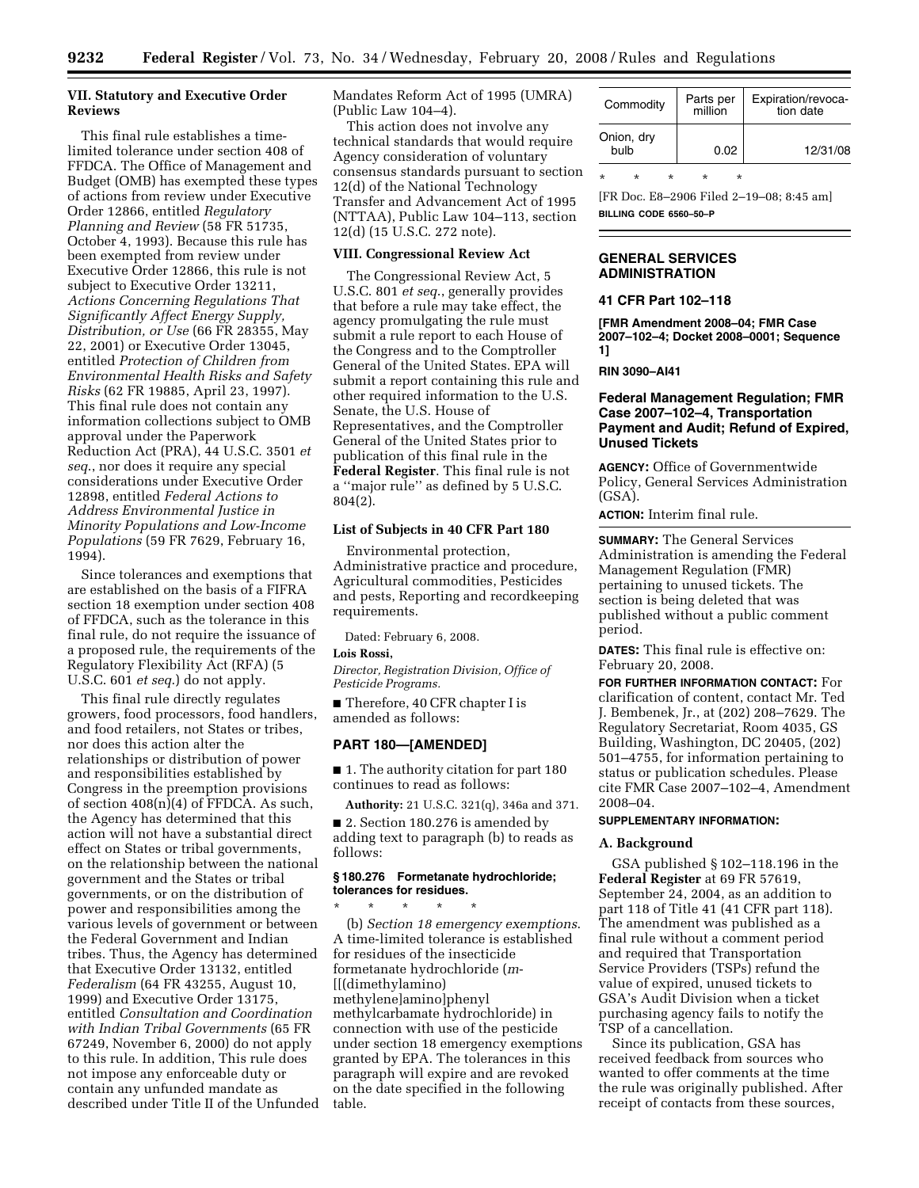## VII. Statutory and Executive Order Reviews

This final rule establishes a time-limited tolerance under section 408 of FFDCA. The Office of Management and Budget (OMB) has exempted these types of actions from review under Executive Order 12866, entitled *Regulatory Planning and Review* (58 FR 51735, October 4, 1993). Because this rule has been exempted from review under Executive Order 12866, this rule is not subject to Executive Order 13211, *Actions Concerning Regulations That Significantly Affect Energy Supply, Distribution, or Use* (66 FR 28355, May 22, 2001) or Executive Order 13045, entitled *Protection of Children from Environmental Health Risks and Safety Risks* (62 FR 19885, April 23, 1997). This final rule does not contain any information collections subject to OMB approval under the Paperwork Reduction Act (PRA), 44 U.S.C. 3501 *et seq.*, nor does it require any special considerations under Executive Order 12898, entitled *Federal Actions to Address Environmental Justice in Minority Populations and Low-Income Populations* (59 FR 7629, February 16, 1994).

Since tolerances and exemptions that are established on the basis of a FIFRA section 18 exemption under section 408 of FFDCA, such as the tolerance in this final rule, do not require the issuance of a proposed rule, the requirements of the Regulatory Flexibility Act (RFA) (5 U.S.C. 601 *et seq.*) do not apply.

This final rule directly regulates growers, food processors, food handlers, and food retailers, not States or tribes, nor does this action alter the relationships or distribution of power and responsibilities established by Congress in the preemption provisions of section 408(n)(4) of FFDCA. As such, the Agency has determined that this action will not have a substantial direct effect on States or tribal governments, on the relationship between the national government and the States or tribal governments, or on the distribution of power and responsibilities among the various levels of government or between the Federal Government and Indian tribes. Thus, the Agency has determined that Executive Order 13132, entitled *Federalism* (64 FR 43255, August 10, 1999) and Executive Order 13175, entitled *Consultation and Coordination with Indian Tribal Governments* (65 FR 67249, November 6, 2000) do not apply to this rule. In addition, This rule does not impose any enforceable duty or contain any unfunded mandate as described under Title II of the Unfunded Mandates Reform Act of 1995 (UMRA) (Public Law 104–4).

This action does not involve any technical standards that would require Agency consideration of voluntary consensus standards pursuant to section 12(d) of the National Technology Transfer and Advancement Act of 1995 (NTTAA), Public Law 104–113, section 12(d) (15 U.S.C. 272 note).

## VIII. Congressional Review Act

The Congressional Review Act, 5 U.S.C. 801 *et seq.*, generally provides that before a rule may take effect, the agency promulgating the rule must submit a rule report to each House of the Congress and to the Comptroller General of the United States. EPA will submit a report containing this rule and other required information to the U.S. Senate, the U.S. House of Representatives, and the Comptroller General of the United States prior to publication of this final rule in the **Federal Register**. This final rule is not a ''major rule'' as defined by 5 U.S.C. 804(2).

### List of Subjects in 40 CFR Part 180

Environmental protection, Administrative practice and procedure, Agricultural commodities, Pesticides and pests, Reporting and recordkeeping requirements.

Dated: February 6, 2008.

**Lois Rossi,**

*Director, Registration Division, Office of Pesticide Programs.*

■ Therefore, 40 CFR chapter I is amended as follows:

## PART 180—[AMENDED]

■ 1. The authority citation for part 180 continues to read as follows:

**Authority:** 21 U.S.C. 321(q), 346a and 371.

■ 2. Section 180.276 is amended by adding text to paragraph (b) to reads as follows:

### § 180.276 Formetanate hydrochloride; tolerances for residues.

\* \* \* \* \*

(b) *Section 18 emergency exemptions.* A time-limited tolerance is established for residues of the insecticide formetanate hydrochloride (*m*-[[(dimethylamino) methylene]amino]phenyl methylcarbamate hydrochloride) in connection with use of the pesticide under section 18 emergency exemptions granted by EPA. The tolerances in this paragraph will expire and are revoked on the date specified in the following table.

| Commodity | Parts per million | Expiration/revocation date |
|---|---|---|
| Onion, dry bulb | 0.02 | 12/31/08 |

\* \* \* \* \*

[FR Doc. E8–2906 Filed 2–19–08; 8:45 am]

**BILLING CODE 6560–50–P**

---

## GENERAL SERVICES ADMINISTRATION

### 41 CFR Part 102–118

**[FMR Amendment 2008–04; FMR Case 2007–102–4; Docket 2008–0001; Sequence 1]**

**RIN 3090–AI41**

### Federal Management Regulation; FMR Case 2007–102–4, Transportation Payment and Audit; Refund of Expired, Unused Tickets

**AGENCY:** Office of Governmentwide Policy, General Services Administration (GSA).

**ACTION:** Interim final rule.

**SUMMARY:** The General Services Administration is amending the Federal Management Regulation (FMR) pertaining to unused tickets. The section is being deleted that was published without a public comment period.

**DATES:** This final rule is effective on: February 20, 2008.

**FOR FURTHER INFORMATION CONTACT:** For clarification of content, contact Mr. Ted J. Bembenek, Jr., at (202) 208–7629. The Regulatory Secretariat, Room 4035, GS Building, Washington, DC 20405, (202) 501–4755, for information pertaining to status or publication schedules. Please cite FMR Case 2007–102–4, Amendment 2008–04.

**SUPPLEMENTARY INFORMATION:**

### A. Background

GSA published § 102–118.196 in the **Federal Register** at 69 FR 57619, September 24, 2004, as an addition to part 118 of Title 41 (41 CFR part 118). The amendment was published as a final rule without a comment period and required that Transportation Service Providers (TSPs) refund the value of expired, unused tickets to GSA's Audit Division when a ticket purchasing agency fails to notify the TSP of a cancellation.

Since its publication, GSA has received feedback from sources who wanted to offer comments at the time the rule was originally published. After receipt of contacts from these sources,